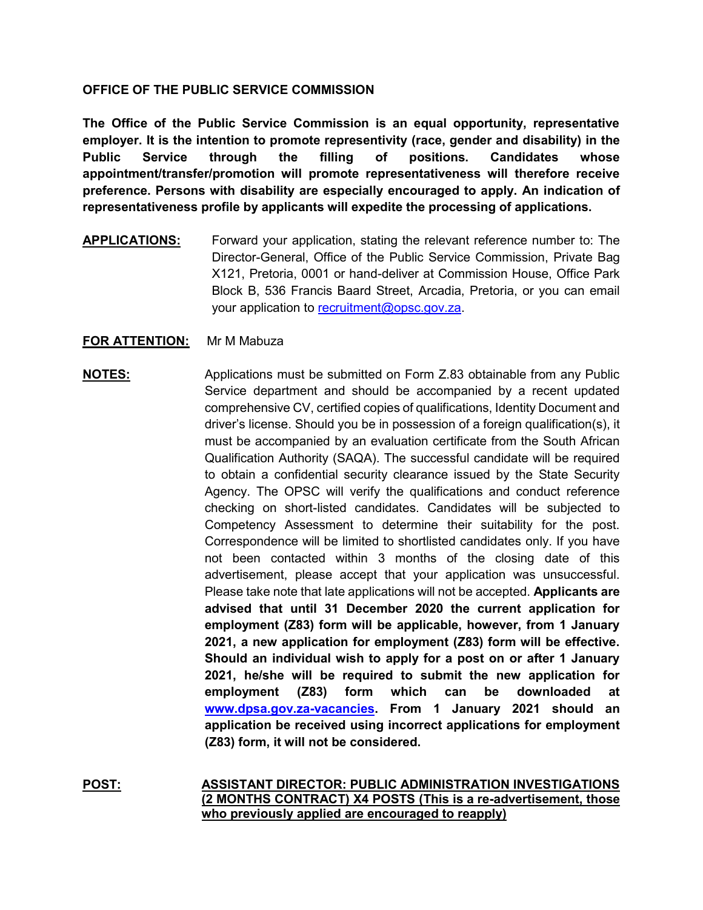## OFFICE OF THE PUBLIC SERVICE COMMISSION

**The Office of the Public Service Commission is an equal opportunity, representative employer. It is the intention to promote representivity (race, gender and disability) in the Public Service through the filling of positions. Candidates whose appointment/transfer/promotion will promote representativeness will therefore receive preference. Persons with disability are especially encouraged to apply. An indication of representativeness profile by applicants will expedite the processing of applications.**

**APPLICATIONS:** Forward your application, stating the relevant reference number to: The Director-General, Office of the Public Service Commission, Private Bag X121, Pretoria, 0001 or hand-deliver at Commission House, Office Park Block B, 536 Francis Baard Street, Arcadia, Pretoria, or you can email your application to recruitment@opsc.gov.za.

**FOR ATTENTION:** Mr M Mabuza

**NOTES:** Applications must be submitted on Form Z.83 obtainable from any Public Service department and should be accompanied by a recent updated comprehensive CV, certified copies of qualifications, Identity Document and driver's license. Should you be in possession of a foreign qualification(s), it must be accompanied by an evaluation certificate from the South African Qualification Authority (SAQA). The successful candidate will be required to obtain a confidential security clearance issued by the State Security Agency. The OPSC will verify the qualifications and conduct reference checking on short-listed candidates. Candidates will be subjected to Competency Assessment to determine their suitability for the post. Correspondence will be limited to shortlisted candidates only. If you have not been contacted within 3 months of the closing date of this advertisement, please accept that your application was unsuccessful. Please take note that late applications will not be accepted. **Applicants are advised that until 31 December 2020 the current application for employment (Z83) form will be applicable, however, from 1 January 2021, a new application for employment (Z83) form will be effective. Should an individual wish to apply for a post on or after 1 January 2021, he/she will be required to submit the new application for employment (Z83) form which can be downloaded at www.dpsa.gov.za-vacancies. From 1 January 2021 should an application be received using incorrect applications for employment (Z83) form, it will not be considered.**

**POST:** **ASSISTANT DIRECTOR: PUBLIC ADMINISTRATION INVESTIGATIONS (2 MONTHS CONTRACT) X4 POSTS (This is a re-advertisement, those who previously applied are encouraged to reapply)**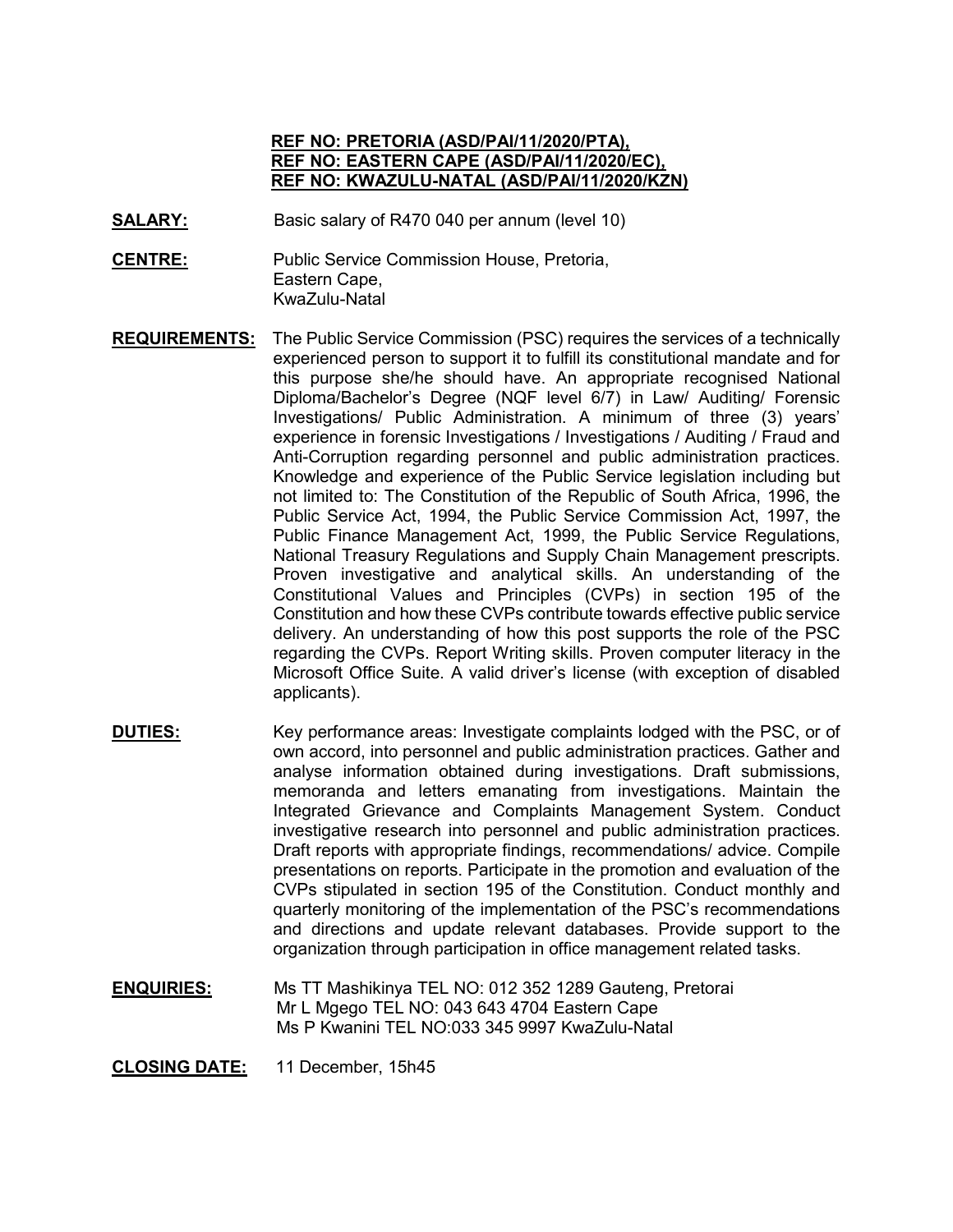**REF NO: PRETORIA (ASD/PAI/11/2020/PTA),**
**REF NO: EASTERN CAPE (ASD/PAI/11/2020/EC),**
**REF NO: KWAZULU-NATAL (ASD/PAI/11/2020/KZN)**

**SALARY:** Basic salary of R470 040 per annum (level 10)

**CENTRE:** Public Service Commission House, Pretoria,
Eastern Cape,
KwaZulu-Natal

**REQUIREMENTS:** The Public Service Commission (PSC) requires the services of a technically experienced person to support it to fulfill its constitutional mandate and for this purpose she/he should have. An appropriate recognised National Diploma/Bachelor's Degree (NQF level 6/7) in Law/ Auditing/ Forensic Investigations/ Public Administration. A minimum of three (3) years' experience in forensic Investigations / Investigations / Auditing / Fraud and Anti-Corruption regarding personnel and public administration practices. Knowledge and experience of the Public Service legislation including but not limited to: The Constitution of the Republic of South Africa, 1996, the Public Service Act, 1994, the Public Service Commission Act, 1997, the Public Finance Management Act, 1999, the Public Service Regulations, National Treasury Regulations and Supply Chain Management prescripts. Proven investigative and analytical skills. An understanding of the Constitutional Values and Principles (CVPs) in section 195 of the Constitution and how these CVPs contribute towards effective public service delivery. An understanding of how this post supports the role of the PSC regarding the CVPs. Report Writing skills. Proven computer literacy in the Microsoft Office Suite. A valid driver's license (with exception of disabled applicants).

**DUTIES:** Key performance areas: Investigate complaints lodged with the PSC, or of own accord, into personnel and public administration practices. Gather and analyse information obtained during investigations. Draft submissions, memoranda and letters emanating from investigations. Maintain the Integrated Grievance and Complaints Management System. Conduct investigative research into personnel and public administration practices. Draft reports with appropriate findings, recommendations/ advice. Compile presentations on reports. Participate in the promotion and evaluation of the CVPs stipulated in section 195 of the Constitution. Conduct monthly and quarterly monitoring of the implementation of the PSC's recommendations and directions and update relevant databases. Provide support to the organization through participation in office management related tasks.

**ENQUIRIES:** Ms TT Mashikinya TEL NO: 012 352 1289 Gauteng, Pretorai
Mr L Mgego TEL NO: 043 643 4704 Eastern Cape
Ms P Kwanini TEL NO:033 345 9997 KwaZulu-Natal

**CLOSING DATE:** 11 December, 15h45